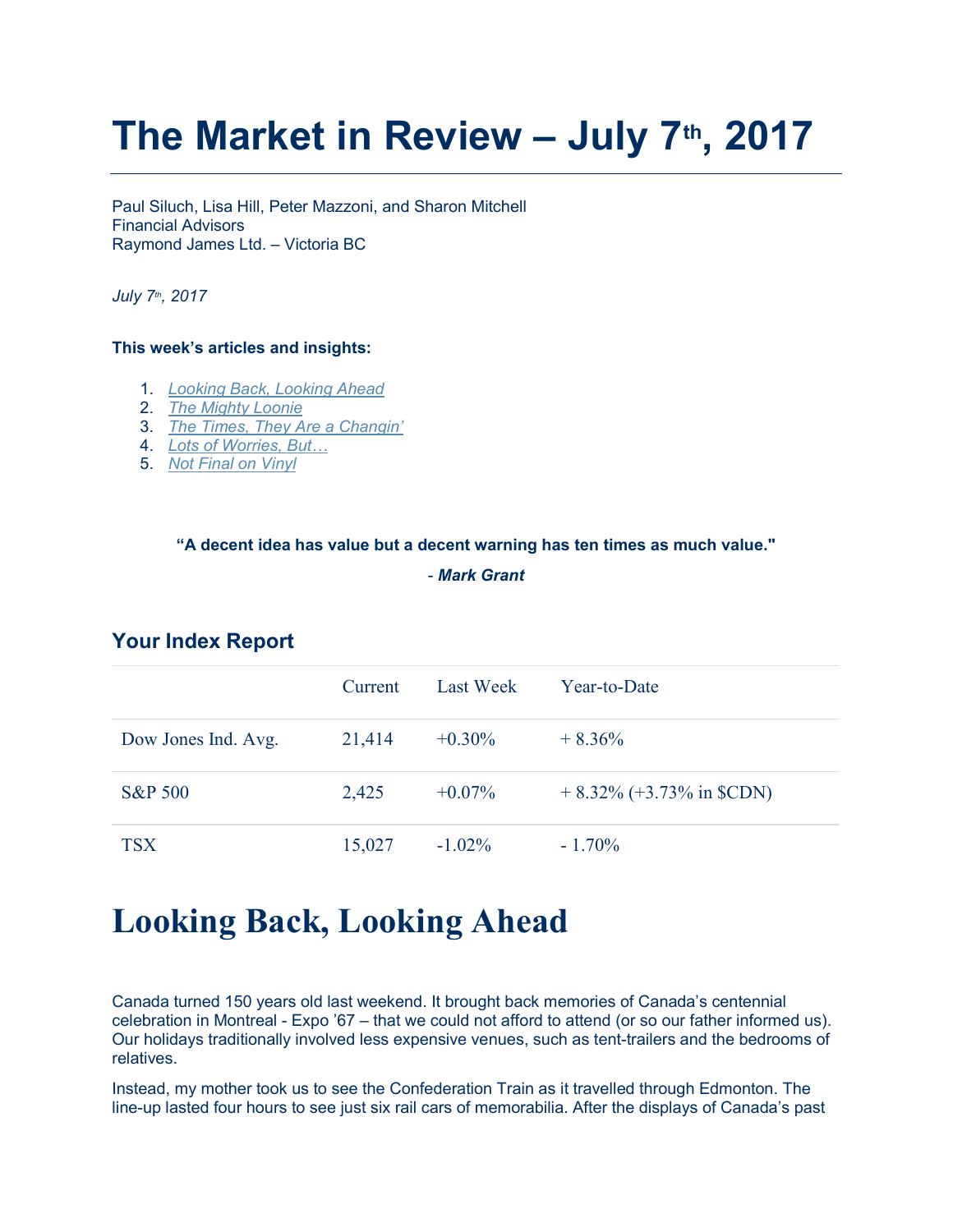# The Market in Review – July 7th, 2017

Paul Siluch, Lisa Hill, Peter Mazzoni, and Sharon Mitchell
Financial Advisors
Raymond James Ltd. – Victoria BC

*July 7th, 2017*

**This week's articles and insights:**

1. *Looking Back, Looking Ahead*
2. *The Mighty Loonie*
3. *The Times, They Are a Changin'*
4. *Lots of Worries, But…*
5. *Not Final on Vinyl*

**"A decent idea has value but a decent warning has ten times as much value."**

**- *Mark Grant***

## Your Index Report

| | Current | Last Week | Year-to-Date |
|---|---|---|---|
| Dow Jones Ind. Avg. | 21,414 | +0.30% | + 8.36% |
| S&P 500 | 2,425 | +0.07% | + 8.32% (+3.73% in $CDN) |
| TSX | 15,027 | -1.02% | - 1.70% |

# Looking Back, Looking Ahead

Canada turned 150 years old last weekend. It brought back memories of Canada's centennial celebration in Montreal - Expo '67 – that we could not afford to attend (or so our father informed us). Our holidays traditionally involved less expensive venues, such as tent-trailers and the bedrooms of relatives.

Instead, my mother took us to see the Confederation Train as it travelled through Edmonton. The line-up lasted four hours to see just six rail cars of memorabilia. After the displays of Canada's past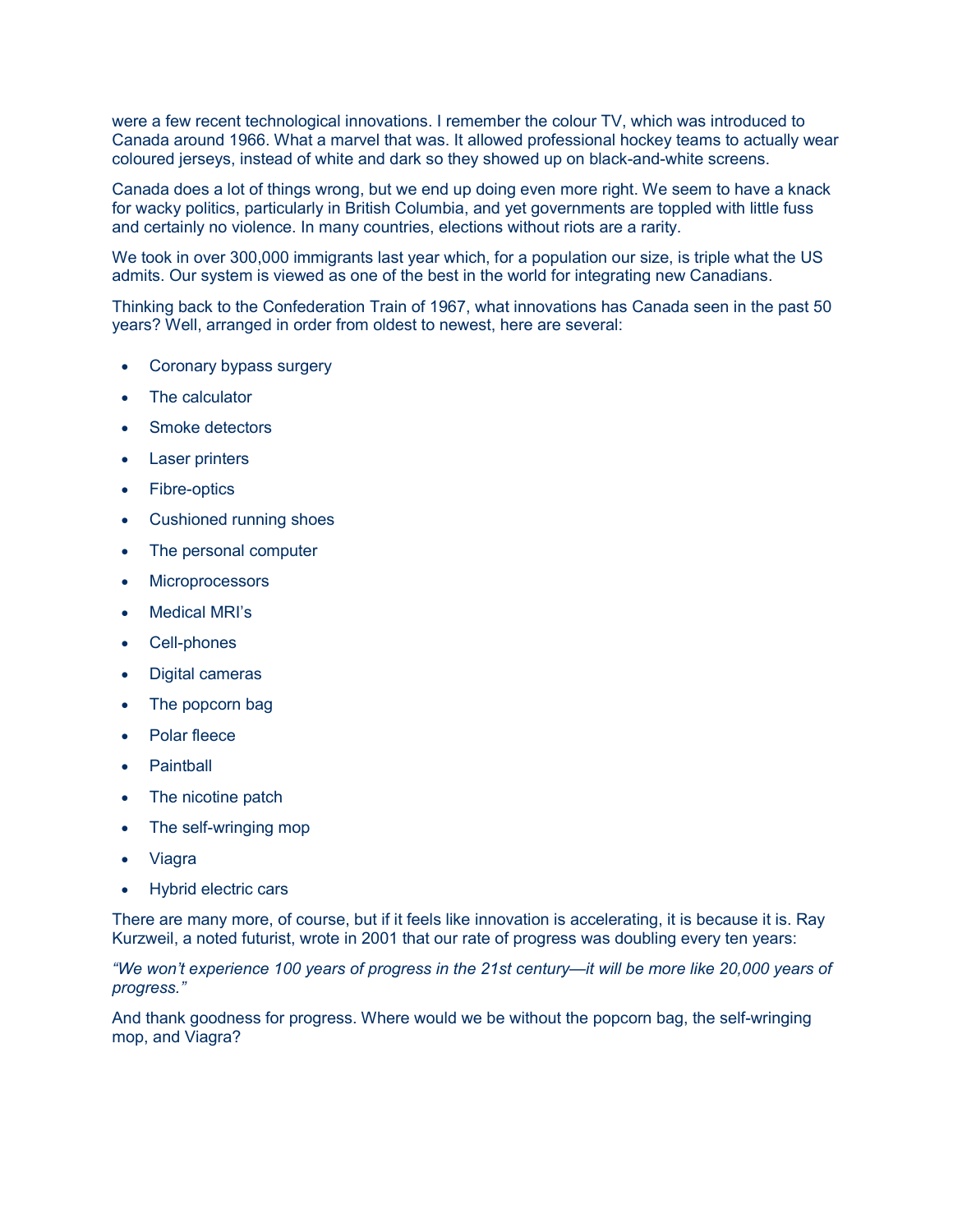were a few recent technological innovations. I remember the colour TV, which was introduced to Canada around 1966. What a marvel that was. It allowed professional hockey teams to actually wear coloured jerseys, instead of white and dark so they showed up on black-and-white screens.

Canada does a lot of things wrong, but we end up doing even more right. We seem to have a knack for wacky politics, particularly in British Columbia, and yet governments are toppled with little fuss and certainly no violence. In many countries, elections without riots are a rarity.

We took in over 300,000 immigrants last year which, for a population our size, is triple what the US admits. Our system is viewed as one of the best in the world for integrating new Canadians.

Thinking back to the Confederation Train of 1967, what innovations has Canada seen in the past 50 years? Well, arranged in order from oldest to newest, here are several:

- Coronary bypass surgery
- The calculator
- Smoke detectors
- Laser printers
- Fibre-optics
- Cushioned running shoes
- The personal computer
- Microprocessors
- Medical MRI's
- Cell-phones
- Digital cameras
- The popcorn bag
- Polar fleece
- Paintball
- The nicotine patch
- The self-wringing mop
- Viagra
- Hybrid electric cars

There are many more, of course, but if it feels like innovation is accelerating, it is because it is. Ray Kurzweil, a noted futurist, wrote in 2001 that our rate of progress was doubling every ten years:

*"We won't experience 100 years of progress in the 21st century—it will be more like 20,000 years of progress."*

And thank goodness for progress. Where would we be without the popcorn bag, the self-wringing mop, and Viagra?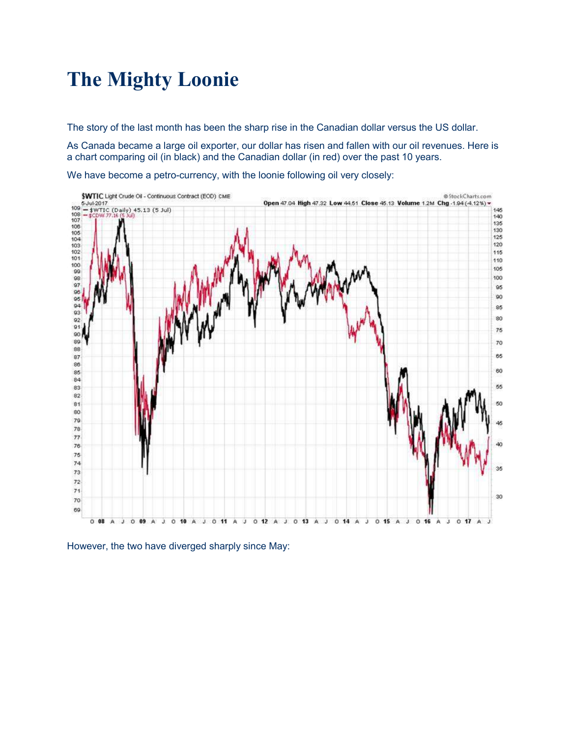# The Mighty Loonie

The story of the last month has been the sharp rise in the Canadian dollar versus the US dollar.

As Canada became a large oil exporter, our dollar has risen and fallen with our oil revenues. Here is a chart comparing oil (in black) and the Canadian dollar (in red) over the past 10 years.

We have become a petro-currency, with the loonie following oil very closely:

However, the two have diverged sharply since May: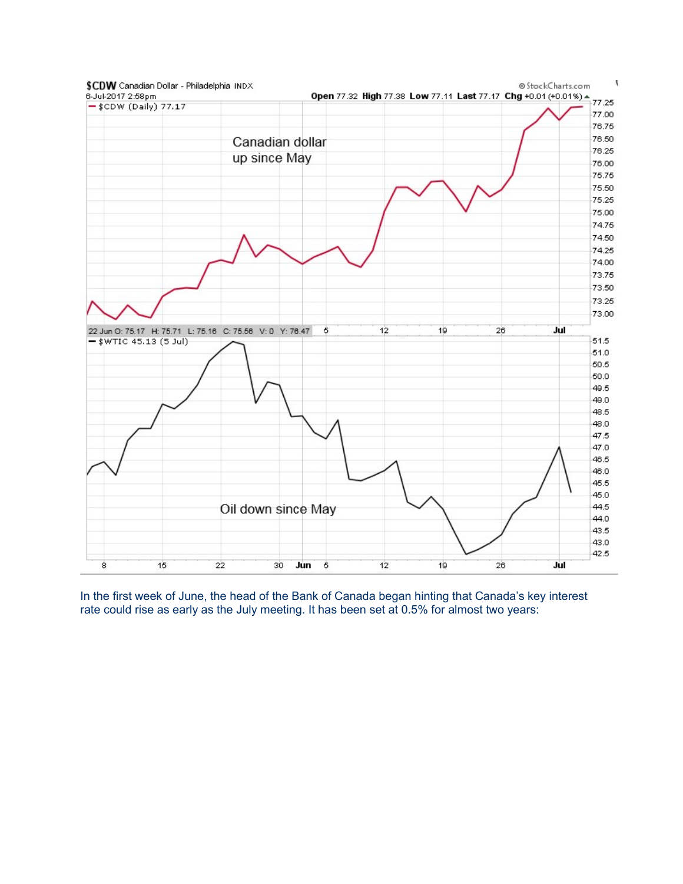$CDW Canadian Dollar - Philadelphia INDX

6-Jul-2017 2:58pm

Open 77.32 High 77.38 Low 77.11 Last 77.17 Chg +0.01 (+0.01%)

Canadian dollar up since May

Oil down since May

In the first week of June, the head of the Bank of Canada began hinting that Canada's key interest rate could rise as early as the July meeting. It has been set at 0.5% for almost two years: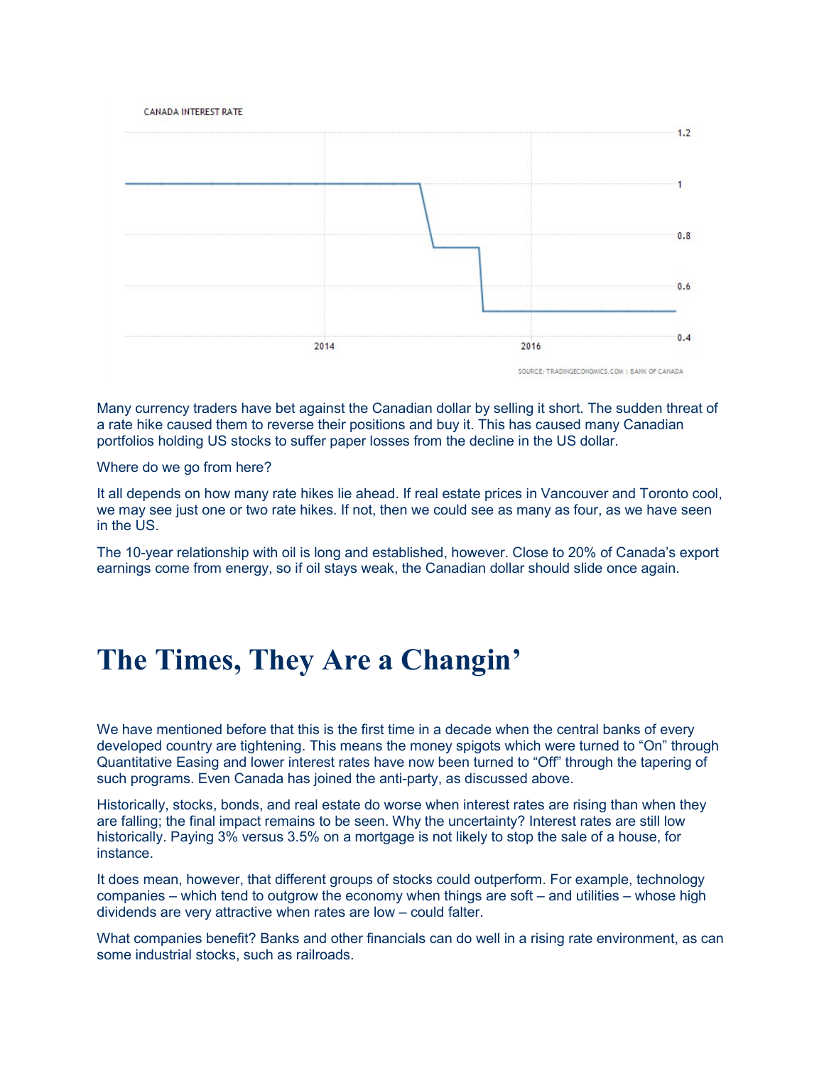CANADA INTEREST RATE

SOURCE: TRADINGECONOMICS.COM | BANK OF CANADA

Many currency traders have bet against the Canadian dollar by selling it short. The sudden threat of a rate hike caused them to reverse their positions and buy it. This has caused many Canadian portfolios holding US stocks to suffer paper losses from the decline in the US dollar.

Where do we go from here?

It all depends on how many rate hikes lie ahead. If real estate prices in Vancouver and Toronto cool, we may see just one or two rate hikes. If not, then we could see as many as four, as we have seen in the US.

The 10-year relationship with oil is long and established, however. Close to 20% of Canada's export earnings come from energy, so if oil stays weak, the Canadian dollar should slide once again.

# The Times, They Are a Changin'

We have mentioned before that this is the first time in a decade when the central banks of every developed country are tightening. This means the money spigots which were turned to "On" through Quantitative Easing and lower interest rates have now been turned to "Off" through the tapering of such programs. Even Canada has joined the anti-party, as discussed above.

Historically, stocks, bonds, and real estate do worse when interest rates are rising than when they are falling; the final impact remains to be seen. Why the uncertainty? Interest rates are still low historically. Paying 3% versus 3.5% on a mortgage is not likely to stop the sale of a house, for instance.

It does mean, however, that different groups of stocks could outperform. For example, technology companies – which tend to outgrow the economy when things are soft – and utilities – whose high dividends are very attractive when rates are low – could falter.

What companies benefit? Banks and other financials can do well in a rising rate environment, as can some industrial stocks, such as railroads.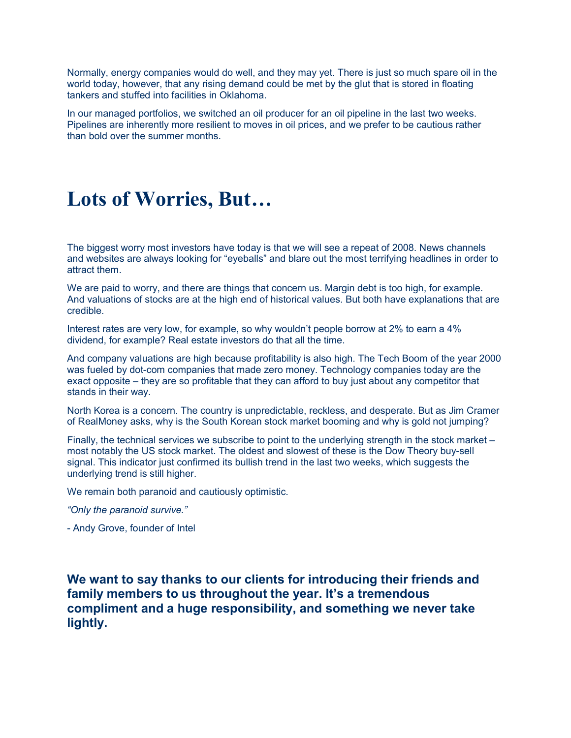Normally, energy companies would do well, and they may yet. There is just so much spare oil in the world today, however, that any rising demand could be met by the glut that is stored in floating tankers and stuffed into facilities in Oklahoma.

In our managed portfolios, we switched an oil producer for an oil pipeline in the last two weeks. Pipelines are inherently more resilient to moves in oil prices, and we prefer to be cautious rather than bold over the summer months.

# Lots of Worries, But…

The biggest worry most investors have today is that we will see a repeat of 2008. News channels and websites are always looking for "eyeballs" and blare out the most terrifying headlines in order to attract them.

We are paid to worry, and there are things that concern us. Margin debt is too high, for example. And valuations of stocks are at the high end of historical values. But both have explanations that are credible.

Interest rates are very low, for example, so why wouldn't people borrow at 2% to earn a 4% dividend, for example? Real estate investors do that all the time.

And company valuations are high because profitability is also high. The Tech Boom of the year 2000 was fueled by dot-com companies that made zero money. Technology companies today are the exact opposite – they are so profitable that they can afford to buy just about any competitor that stands in their way.

North Korea is a concern. The country is unpredictable, reckless, and desperate. But as Jim Cramer of RealMoney asks, why is the South Korean stock market booming and why is gold not jumping?

Finally, the technical services we subscribe to point to the underlying strength in the stock market – most notably the US stock market. The oldest and slowest of these is the Dow Theory buy-sell signal. This indicator just confirmed its bullish trend in the last two weeks, which suggests the underlying trend is still higher.

We remain both paranoid and cautiously optimistic.

*"Only the paranoid survive."*

\- Andy Grove, founder of Intel

**We want to say thanks to our clients for introducing their friends and family members to us throughout the year. It's a tremendous compliment and a huge responsibility, and something we never take lightly.**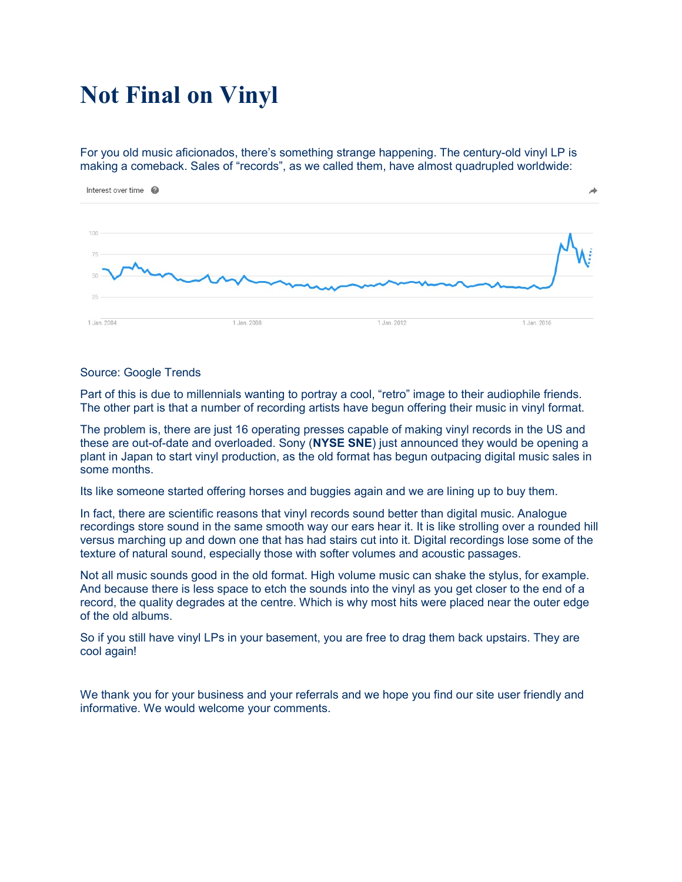# Not Final on Vinyl

For you old music aficionados, there's something strange happening. The century-old vinyl LP is making a comeback. Sales of "records", as we called them, have almost quadrupled worldwide:

Source: Google Trends

Part of this is due to millennials wanting to portray a cool, "retro" image to their audiophile friends. The other part is that a number of recording artists have begun offering their music in vinyl format.

The problem is, there are just 16 operating presses capable of making vinyl records in the US and these are out-of-date and overloaded. Sony (**NYSE SNE**) just announced they would be opening a plant in Japan to start vinyl production, as the old format has begun outpacing digital music sales in some months.

Its like someone started offering horses and buggies again and we are lining up to buy them.

In fact, there are scientific reasons that vinyl records sound better than digital music. Analogue recordings store sound in the same smooth way our ears hear it. It is like strolling over a rounded hill versus marching up and down one that has had stairs cut into it. Digital recordings lose some of the texture of natural sound, especially those with softer volumes and acoustic passages.

Not all music sounds good in the old format. High volume music can shake the stylus, for example. And because there is less space to etch the sounds into the vinyl as you get closer to the end of a record, the quality degrades at the centre. Which is why most hits were placed near the outer edge of the old albums.

So if you still have vinyl LPs in your basement, you are free to drag them back upstairs. They are cool again!

We thank you for your business and your referrals and we hope you find our site user friendly and informative. We would welcome your comments.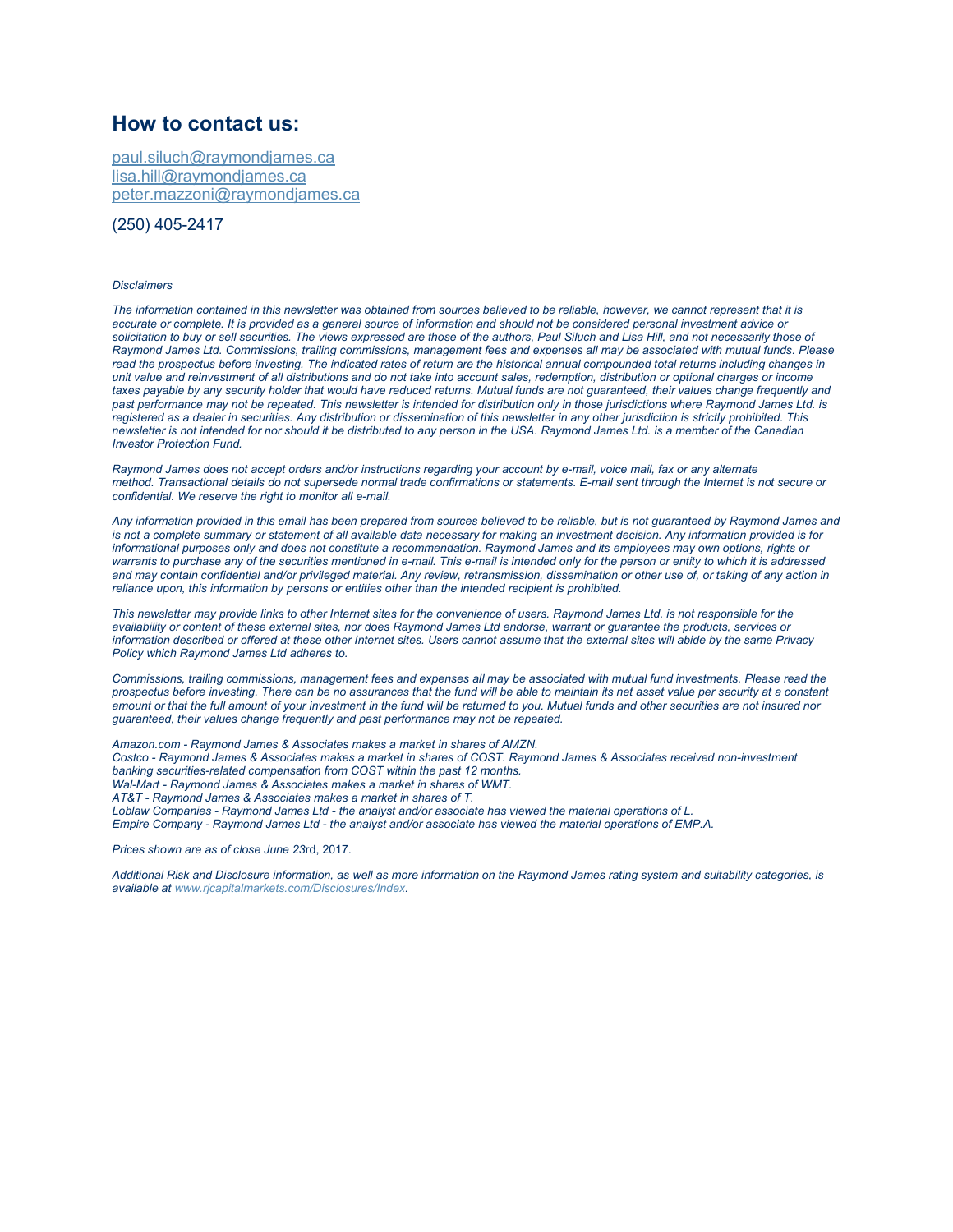## How to contact us:

paul.siluch@raymondjames.ca
lisa.hill@raymondjames.ca
peter.mazzoni@raymondjames.ca

(250) 405-2417

*Disclaimers*

*The information contained in this newsletter was obtained from sources believed to be reliable, however, we cannot represent that it is accurate or complete. It is provided as a general source of information and should not be considered personal investment advice or solicitation to buy or sell securities. The views expressed are those of the authors, Paul Siluch and Lisa Hill, and not necessarily those of Raymond James Ltd. Commissions, trailing commissions, management fees and expenses all may be associated with mutual funds. Please read the prospectus before investing. The indicated rates of return are the historical annual compounded total returns including changes in unit value and reinvestment of all distributions and do not take into account sales, redemption, distribution or optional charges or income taxes payable by any security holder that would have reduced returns. Mutual funds are not guaranteed, their values change frequently and past performance may not be repeated. This newsletter is intended for distribution only in those jurisdictions where Raymond James Ltd. is registered as a dealer in securities. Any distribution or dissemination of this newsletter in any other jurisdiction is strictly prohibited. This newsletter is not intended for nor should it be distributed to any person in the USA. Raymond James Ltd. is a member of the Canadian Investor Protection Fund.*

*Raymond James does not accept orders and/or instructions regarding your account by e-mail, voice mail, fax or any alternate method. Transactional details do not supersede normal trade confirmations or statements. E-mail sent through the Internet is not secure or confidential. We reserve the right to monitor all e-mail.*

*Any information provided in this email has been prepared from sources believed to be reliable, but is not guaranteed by Raymond James and is not a complete summary or statement of all available data necessary for making an investment decision. Any information provided is for informational purposes only and does not constitute a recommendation. Raymond James and its employees may own options, rights or warrants to purchase any of the securities mentioned in e-mail. This e-mail is intended only for the person or entity to which it is addressed and may contain confidential and/or privileged material. Any review, retransmission, dissemination or other use of, or taking of any action in reliance upon, this information by persons or entities other than the intended recipient is prohibited.*

*This newsletter may provide links to other Internet sites for the convenience of users. Raymond James Ltd. is not responsible for the availability or content of these external sites, nor does Raymond James Ltd endorse, warrant or guarantee the products, services or information described or offered at these other Internet sites. Users cannot assume that the external sites will abide by the same Privacy Policy which Raymond James Ltd adheres to.*

*Commissions, trailing commissions, management fees and expenses all may be associated with mutual fund investments. Please read the prospectus before investing. There can be no assurances that the fund will be able to maintain its net asset value per security at a constant amount or that the full amount of your investment in the fund will be returned to you. Mutual funds and other securities are not insured nor guaranteed, their values change frequently and past performance may not be repeated.*

*Amazon.com - Raymond James & Associates makes a market in shares of AMZN.*
*Costco - Raymond James & Associates makes a market in shares of COST. Raymond James & Associates received non-investment banking securities-related compensation from COST within the past 12 months.*
*Wal-Mart - Raymond James & Associates makes a market in shares of WMT.*
*AT&T - Raymond James & Associates makes a market in shares of T.*
*Loblaw Companies - Raymond James Ltd - the analyst and/or associate has viewed the material operations of L.*
*Empire Company - Raymond James Ltd - the analyst and/or associate has viewed the material operations of EMP.A.*

*Prices shown are as of close June 23*rd, 2017.

*Additional Risk and Disclosure information, as well as more information on the Raymond James rating system and suitability categories, is available at www.rjcapitalmarkets.com/Disclosures/Index.*